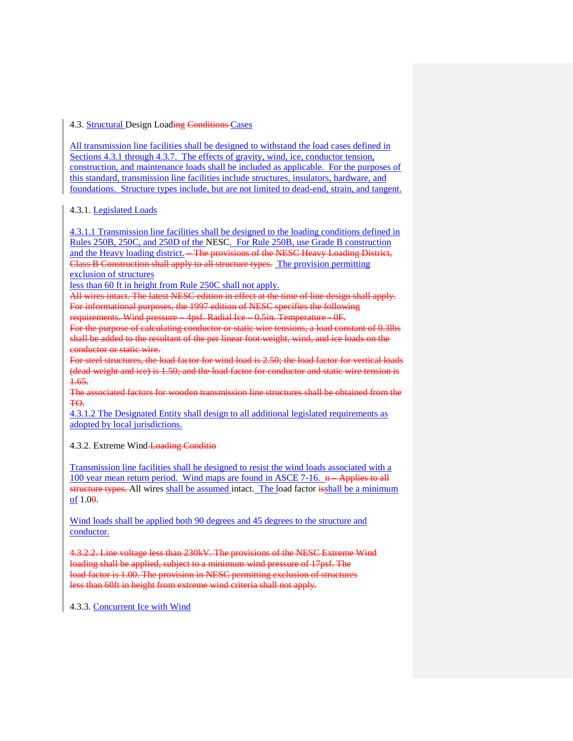# 4.3. Structural Design Load~~ing~~ ~~Conditions~~ Cases

All transmission line facilities shall be designed to withstand the load cases defined in Sections 4.3.1 through 4.3.7. The effects of gravity, wind, ice, conductor tension, construction, and maintenance loads shall be included as applicable. For the purposes of this standard, transmission line facilities include structures, insulators, hardware, and foundations. Structure types include, but are not limited to dead-end, strain, and tangent.

## 4.3.1. Legislated Loads

4.3.1.1 Transmission line facilities shall be designed to the loading conditions defined in Rules 250B, 250C, and 250D of the NESC. For Rule 250B, use Grade B construction and the Heavy loading district. ~~– The provisions of the NESC Heavy Loading District, Class B Construction shall apply to all structure types.~~ The provision permitting exclusion of structures less than 60 ft in height from Rule 250C shall not apply.

~~All wires intact. The latest NESC edition in effect at the time of line design shall apply. For informational purposes, the 1997 edition of NESC specifies the following requirements. Wind pressure – 4psf. Radial Ice – 0.5in. Temperature - 0F.~~

~~For the purpose of calculating conductor or static wire tensions, a load constant of 0.3lbs shall be added to the resultant of the per linear foot weight, wind, and ice loads on the conductor or static wire.~~

~~For steel structures, the load factor for wind load is 2.50; the load factor for vertical loads (dead weight and ice) is 1.50; and the load factor for conductor and static wire tension is 1.65.~~

~~The associated factors for wooden transmission line structures shall be obtained from the TO.~~

4.3.1.2 The Designated Entity shall design to all additional legislated requirements as adopted by local jurisdictions.

## 4.3.2. Extreme Wind ~~Loading Conditio~~

Transmission line facilities shall be designed to resist the wind loads associated with a 100 year mean return period. Wind maps are found in ASCE 7-16. ~~n – Applies to all structure types.~~ All wires shall be assumed intact. The load factor ~~is~~shall be a minimum of 1.0~~0~~.

Wind loads shall be applied both 90 degrees and 45 degrees to the structure and conductor.

~~4.3.2.2. Line voltage less than 230kV. The provisions of the NESC Extreme Wind loading shall be applied, subject to a minimum wind pressure of 17psf. The load factor is 1.00. The provision in NESC permitting exclusion of structures less than 60ft in height from extreme wind criteria shall not apply.~~

## 4.3.3. Concurrent Ice with Wind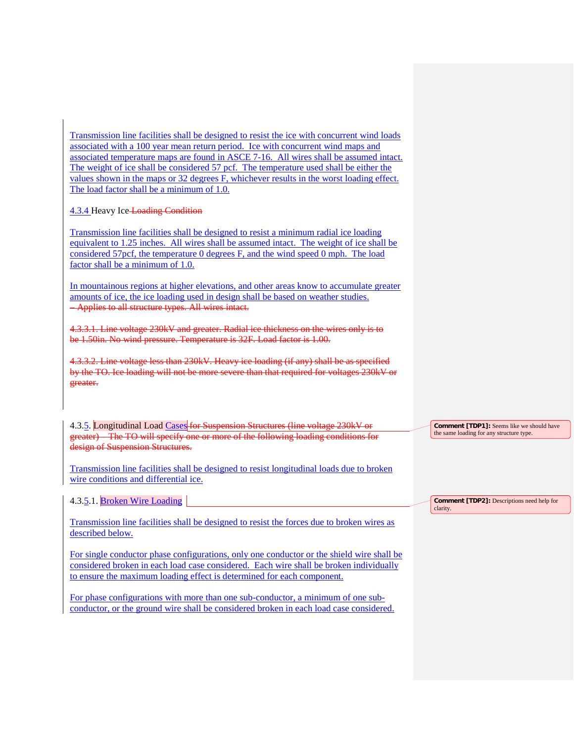Transmission line facilities shall be designed to resist the ice with concurrent wind loads associated with a 100 year mean return period. Ice with concurrent wind maps and associated temperature maps are found in ASCE 7-16. All wires shall be assumed intact. The weight of ice shall be considered 57 pcf. The temperature used shall be either the values shown in the maps or 32 degrees F, whichever results in the worst loading effect. The load factor shall be a minimum of 1.0.

4.3.4 Heavy Ice ~~Loading Condition~~

Transmission line facilities shall be designed to resist a minimum radial ice loading equivalent to 1.25 inches. All wires shall be assumed intact. The weight of ice shall be considered 57pcf, the temperature 0 degrees F, and the wind speed 0 mph. The load factor shall be a minimum of 1.0.

In mountainous regions at higher elevations, and other areas know to accumulate greater amounts of ice, the ice loading used in design shall be based on weather studies.
~~– Applies to all structure types. All wires intact.~~

~~4.3.3.1. Line voltage 230kV and greater. Radial ice thickness on the wires only is to be 1.50in. No wind pressure. Temperature is 32F. Load factor is 1.00.~~

~~4.3.3.2. Line voltage less than 230kV. Heavy ice loading (if any) shall be as specified by the TO. Ice loading will not be more severe than that required for voltages 230kV or greater.~~

4.3.5. Longitudinal Load Cases ~~for Suspension Structures (line voltage 230kV or greater) – The TO will specify one or more of the following loading conditions for design of Suspension Structures.~~

**Comment [TDP1]:** Seems like we should have the same loading for any structure type.

Transmission line facilities shall be designed to resist longitudinal loads due to broken wire conditions and differential ice.

4.3.5.1. Broken Wire Loading

**Comment [TDP2]:** Descriptions need help for clarity.

Transmission line facilities shall be designed to resist the forces due to broken wires as described below.

For single conductor phase configurations, only one conductor or the shield wire shall be considered broken in each load case considered. Each wire shall be broken individually to ensure the maximum loading effect is determined for each component.

For phase configurations with more than one sub-conductor, a minimum of one sub-conductor, or the ground wire shall be considered broken in each load case considered.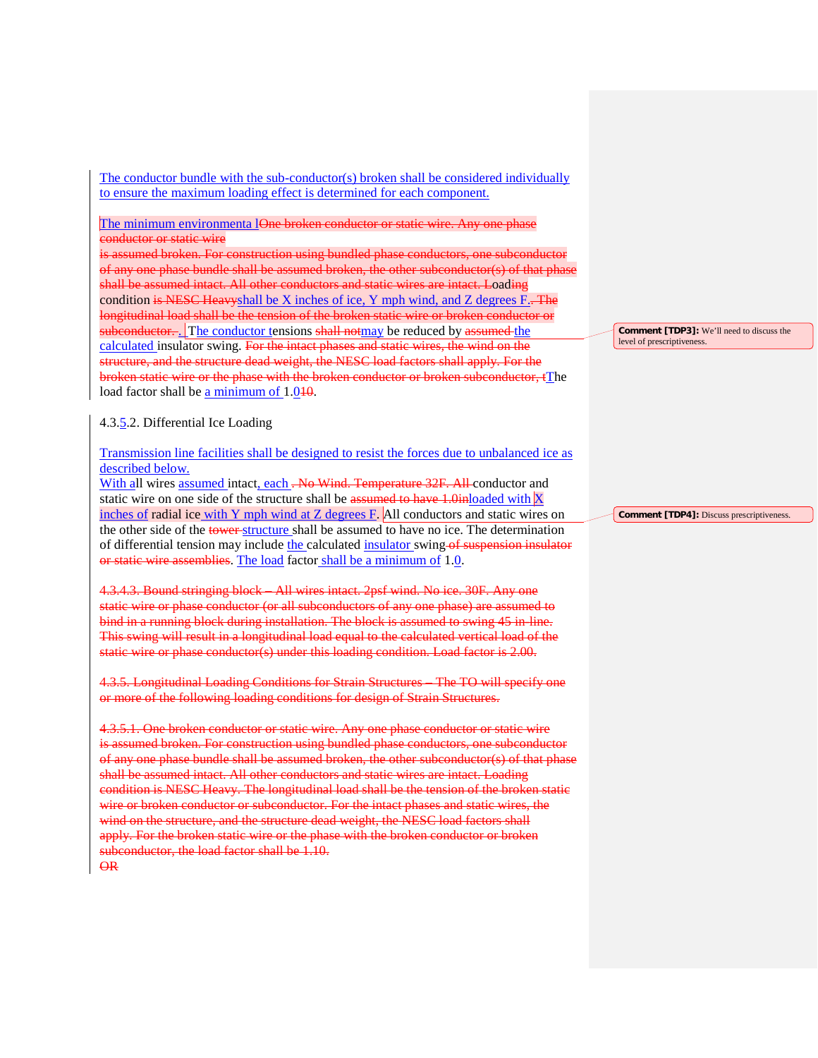The conductor bundle with the sub-conductor(s) broken shall be considered individually to ensure the maximum loading effect is determined for each component.

The minimum environmenta l~~One broken conductor or static wire. Any one phase conductor or static wire is assumed broken. For construction using bundled phase conductors, one subconductor of any one phase bundle shall be assumed broken, the other subconductor(s) of that phase shall be assumed intact. All other conductors and static wires are intact. L~~oad~~ing~~ condition ~~is NESC Heavy~~shall be X inches of ice, Y mph wind, and Z degrees F.~~. The longitudinal load shall be the tension of the broken static wire or broken conductor or subconductor. .~~ The conductor tensions ~~shall not~~may be reduced by ~~assumed~~ the calculated insulator swing. ~~For the intact phases and static wires, the wind on the structure, and the structure dead weight, the NESC load factors shall apply. For the broken static wire or the phase with the broken conductor or broken subconductor, t~~The load factor shall be a minimum of 1.0~~10~~.

> **Comment [TDP3]:** We'll need to discuss the level of prescriptiveness.

4.3.~~4~~5.2. Differential Ice Loading

Transmission line facilities shall be designed to resist the forces due to unbalanced ice as described below.
With all wires assumed intact, each ~~. No Wind. Temperature 32F. All~~ conductor and static wire on one side of the structure shall be ~~assumed to have 1.0in~~loaded with X inches of radial ice with Y mph wind at Z degrees F. All conductors and static wires on the other side of the ~~tower~~ structure shall be assumed to have no ice. The determination of differential tension may include the calculated insulator swing ~~of suspension insulator or static wire assemblies~~. The load factor shall be a minimum of 1.0.

> **Comment [TDP4]:** Discuss prescriptiveness.

~~4.3.4.3. Bound stringing block – All wires intact. 2psf wind. No ice. 30F. Any one static wire or phase conductor (or all subconductors of any one phase) are assumed to bind in a running block during installation. The block is assumed to swing 45 in-line. This swing will result in a longitudinal load equal to the calculated vertical load of the static wire or phase conductor(s) under this loading condition. Load factor is 2.00.~~

~~4.3.5. Longitudinal Loading Conditions for Strain Structures – The TO will specify one or more of the following loading conditions for design of Strain Structures.~~

~~4.3.5.1. One broken conductor or static wire. Any one phase conductor or static wire is assumed broken. For construction using bundled phase conductors, one subconductor of any one phase bundle shall be assumed broken, the other subconductor(s) of that phase shall be assumed intact. All other conductors and static wires are intact. Loading condition is NESC Heavy. The longitudinal load shall be the tension of the broken static wire or broken conductor or subconductor. For the intact phases and static wires, the wind on the structure, and the structure dead weight, the NESC load factors shall apply. For the broken static wire or the phase with the broken conductor or broken subconductor, the load factor shall be 1.10.~~
~~OR~~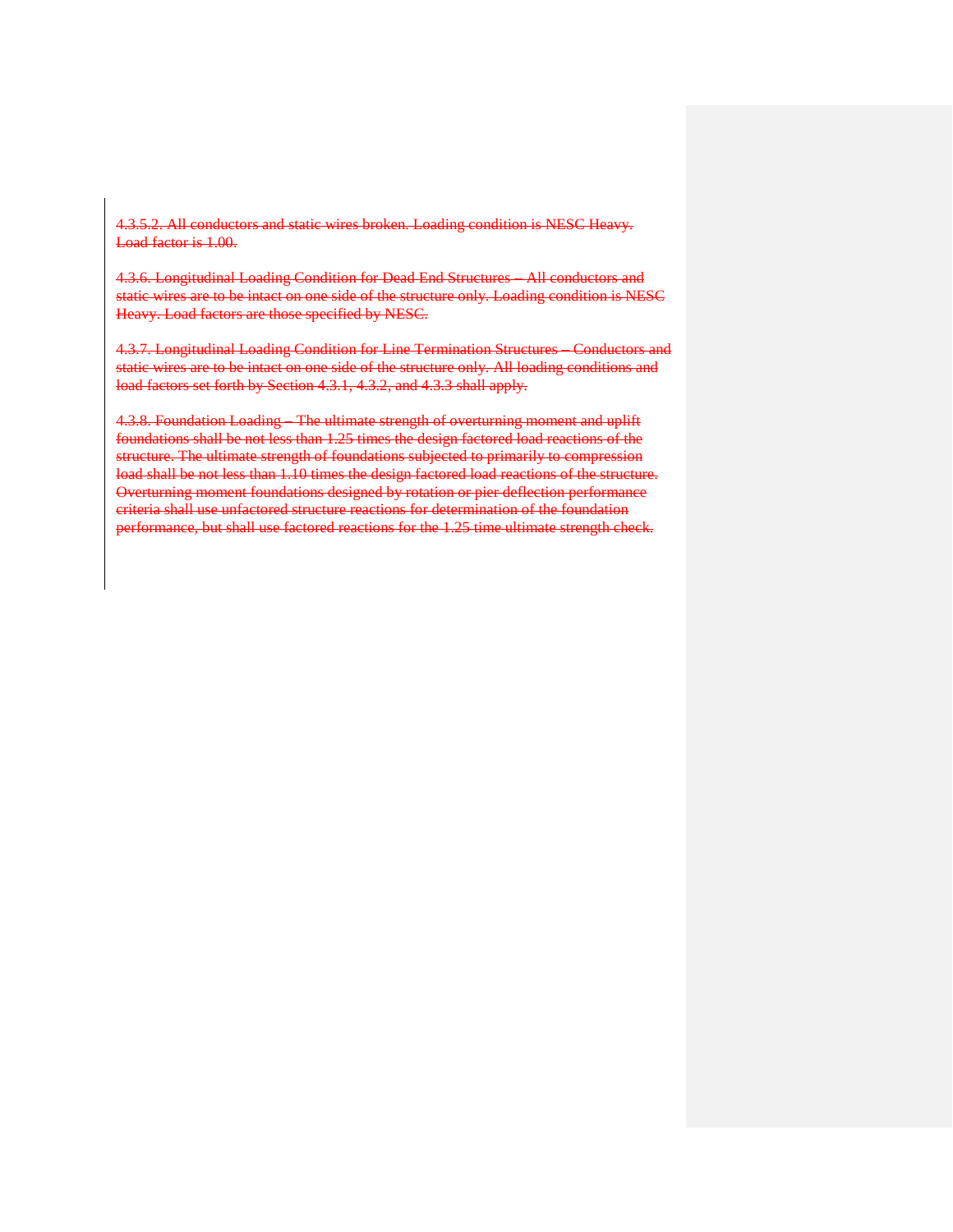~~4.3.5.2. All conductors and static wires broken. Loading condition is NESC Heavy. Load factor is 1.00.~~

~~4.3.6. Longitudinal Loading Condition for Dead End Structures – All conductors and static wires are to be intact on one side of the structure only. Loading condition is NESC Heavy. Load factors are those specified by NESC.~~

~~4.3.7. Longitudinal Loading Condition for Line Termination Structures – Conductors and static wires are to be intact on one side of the structure only. All loading conditions and load factors set forth by Section 4.3.1, 4.3.2, and 4.3.3 shall apply.~~

~~4.3.8. Foundation Loading – The ultimate strength of overturning moment and uplift foundations shall be not less than 1.25 times the design factored load reactions of the structure. The ultimate strength of foundations subjected to primarily to compression load shall be not less than 1.10 times the design factored load reactions of the structure. Overturning moment foundations designed by rotation or pier deflection performance criteria shall use unfactored structure reactions for determination of the foundation performance, but shall use factored reactions for the 1.25 time ultimate strength check.~~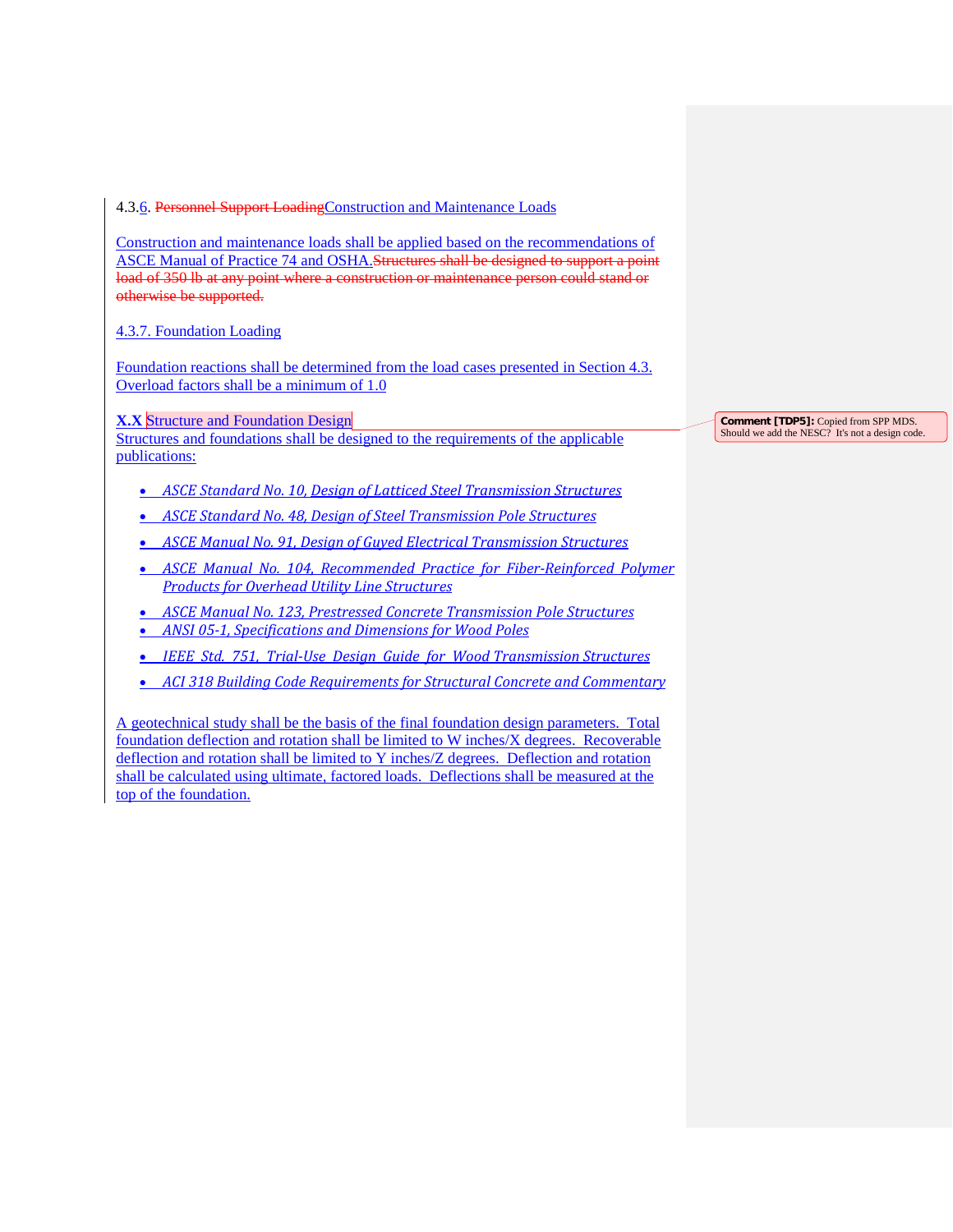4.3.6. ~~Personnel Support Loading~~Construction and Maintenance Loads

Construction and maintenance loads shall be applied based on the recommendations of ASCE Manual of Practice 74 and OSHA.~~Structures shall be designed to support a point load of 350 lb at any point where a construction or maintenance person could stand or otherwise be supported.~~

4.3.7. Foundation Loading

Foundation reactions shall be determined from the load cases presented in Section 4.3. Overload factors shall be a minimum of 1.0

**X.X** Structure and Foundation Design

Structures and foundations shall be designed to the requirements of the applicable publications:

- *ASCE Standard No. 10, Design of Latticed Steel Transmission Structures*
- *ASCE Standard No. 48, Design of Steel Transmission Pole Structures*
- *ASCE Manual No. 91, Design of Guyed Electrical Transmission Structures*
- *ASCE Manual No. 104, Recommended Practice for Fiber-Reinforced Polymer Products for Overhead Utility Line Structures*
- *ASCE Manual No. 123, Prestressed Concrete Transmission Pole Structures*
- *ANSI 05-1, Specifications and Dimensions for Wood Poles*
- *IEEE Std. 751, Trial-Use Design Guide for Wood Transmission Structures*
- *ACI 318 Building Code Requirements for Structural Concrete and Commentary*

A geotechnical study shall be the basis of the final foundation design parameters. Total foundation deflection and rotation shall be limited to W inches/X degrees. Recoverable deflection and rotation shall be limited to Y inches/Z degrees. Deflection and rotation shall be calculated using ultimate, factored loads. Deflections shall be measured at the top of the foundation.

**Comment [TDP5]:** Copied from SPP MDS. Should we add the NESC? It's not a design code.